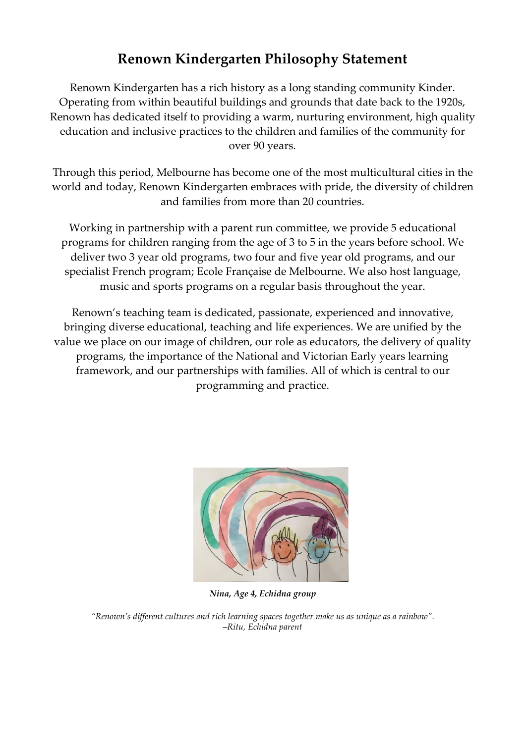# Renown Kindergarten Philosophy Statement

Renown Kindergarten has a rich history as a long standing community Kinder. Operating from within beautiful buildings and grounds that date back to the 1920s, Renown has dedicated itself to providing a warm, nurturing environment, high quality education and inclusive practices to the children and families of the community for over 90 years.

Through this period, Melbourne has become one of the most multicultural cities in the world and today, Renown Kindergarten embraces with pride, the diversity of children and families from more than 20 countries.

Working in partnership with a parent run committee, we provide 5 educational programs for children ranging from the age of 3 to 5 in the years before school. We deliver two 3 year old programs, two four and five year old programs, and our specialist French program; Ecole Française de Melbourne. We also host language, music and sports programs on a regular basis throughout the year.

Renown's teaching team is dedicated, passionate, experienced and innovative, bringing diverse educational, teaching and life experiences. We are unified by the value we place on our image of children, our role as educators, the delivery of quality programs, the importance of the National and Victorian Early years learning framework, and our partnerships with families. All of which is central to our programming and practice.

***Nina, Age 4, Echidna group***

*"Renown's different cultures and rich learning spaces together make us as unique as a rainbow".*
*–Ritu, Echidna parent*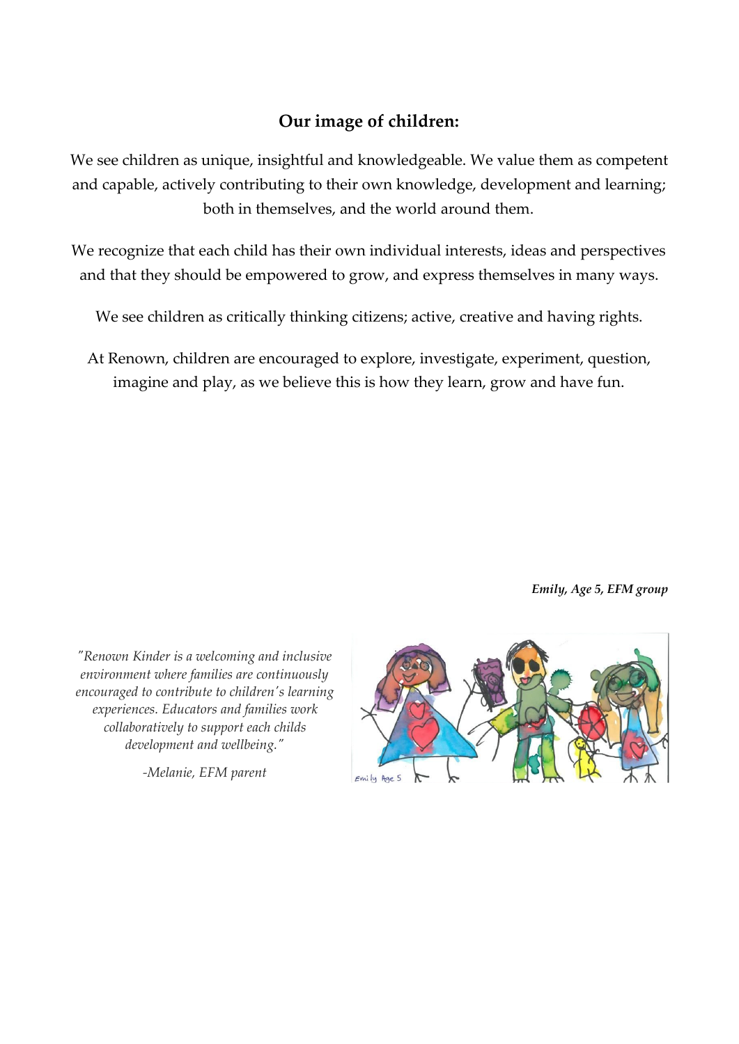## Our image of children:

We see children as unique, insightful and knowledgeable. We value them as competent and capable, actively contributing to their own knowledge, development and learning; both in themselves, and the world around them.

We recognize that each child has their own individual interests, ideas and perspectives and that they should be empowered to grow, and express themselves in many ways.

We see children as critically thinking citizens; active, creative and having rights.

At Renown, children are encouraged to explore, investigate, experiment, question, imagine and play, as we believe this is how they learn, grow and have fun.

***Emily, Age 5, EFM group***

*"Renown Kinder is a welcoming and inclusive environment where families are continuously encouraged to contribute to children's learning experiences. Educators and families work collaboratively to support each childs development and wellbeing."*

*-Melanie, EFM parent*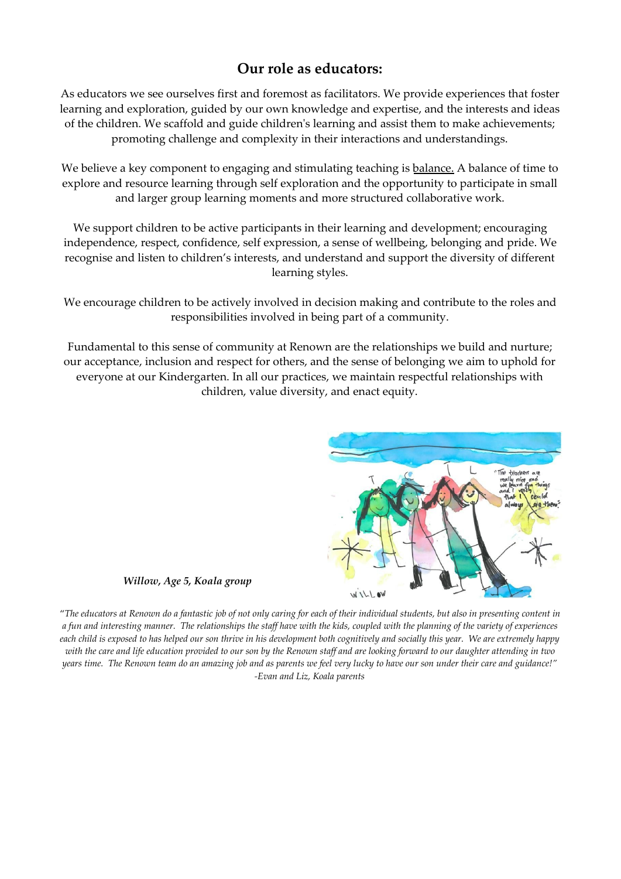## Our role as educators:

As educators we see ourselves first and foremost as facilitators. We provide experiences that foster learning and exploration, guided by our own knowledge and expertise, and the interests and ideas of the children. We scaffold and guide children's learning and assist them to make achievements; promoting challenge and complexity in their interactions and understandings.

We believe a key component to engaging and stimulating teaching is balance. A balance of time to explore and resource learning through self exploration and the opportunity to participate in small and larger group learning moments and more structured collaborative work.

We support children to be active participants in their learning and development; encouraging independence, respect, confidence, self expression, a sense of wellbeing, belonging and pride. We recognise and listen to children's interests, and understand and support the diversity of different learning styles.

We encourage children to be actively involved in decision making and contribute to the roles and responsibilities involved in being part of a community.

Fundamental to this sense of community at Renown are the relationships we build and nurture; our acceptance, inclusion and respect for others, and the sense of belonging we aim to uphold for everyone at our Kindergarten. In all our practices, we maintain respectful relationships with children, value diversity, and enact equity.

***Willow, Age 5, Koala group***

*"The educators at Renown do a fantastic job of not only caring for each of their individual students, but also in presenting content in a fun and interesting manner. The relationships the staff have with the kids, coupled with the planning of the variety of experiences each child is exposed to has helped our son thrive in his development both cognitively and socially this year. We are extremely happy with the care and life education provided to our son by the Renown staff and are looking forward to our daughter attending in two years time. The Renown team do an amazing job and as parents we feel very lucky to have our son under their care and guidance!"*
*-Evan and Liz, Koala parents*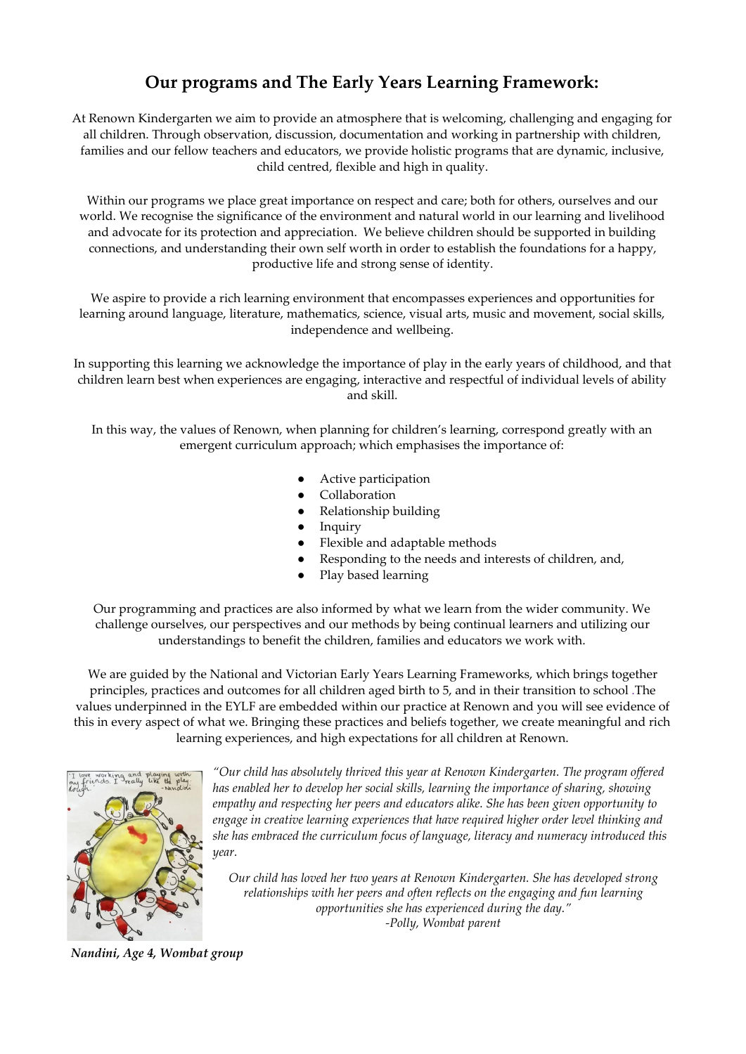## Our programs and The Early Years Learning Framework:

At Renown Kindergarten we aim to provide an atmosphere that is welcoming, challenging and engaging for all children. Through observation, discussion, documentation and working in partnership with children, families and our fellow teachers and educators, we provide holistic programs that are dynamic, inclusive, child centred, flexible and high in quality.

Within our programs we place great importance on respect and care; both for others, ourselves and our world. We recognise the significance of the environment and natural world in our learning and livelihood and advocate for its protection and appreciation. We believe children should be supported in building connections, and understanding their own self worth in order to establish the foundations for a happy, productive life and strong sense of identity.

We aspire to provide a rich learning environment that encompasses experiences and opportunities for learning around language, literature, mathematics, science, visual arts, music and movement, social skills, independence and wellbeing.

In supporting this learning we acknowledge the importance of play in the early years of childhood, and that children learn best when experiences are engaging, interactive and respectful of individual levels of ability and skill.

In this way, the values of Renown, when planning for children's learning, correspond greatly with an emergent curriculum approach; which emphasises the importance of:

- Active participation
- Collaboration
- Relationship building
- Inquiry
- Flexible and adaptable methods
- Responding to the needs and interests of children, and,
- Play based learning

Our programming and practices are also informed by what we learn from the wider community. We challenge ourselves, our perspectives and our methods by being continual learners and utilizing our understandings to benefit the children, families and educators we work with.

We are guided by the National and Victorian Early Years Learning Frameworks, which brings together principles, practices and outcomes for all children aged birth to 5, and in their transition to school .The values underpinned in the EYLF are embedded within our practice at Renown and you will see evidence of this in every aspect of what we. Bringing these practices and beliefs together, we create meaningful and rich learning experiences, and high expectations for all children at Renown.

*"Our child has absolutely thrived this year at Renown Kindergarten. The program offered has enabled her to develop her social skills, learning the importance of sharing, showing empathy and respecting her peers and educators alike. She has been given opportunity to engage in creative learning experiences that have required higher order level thinking and she has embraced the curriculum focus of language, literacy and numeracy introduced this year.*

*Our child has loved her two years at Renown Kindergarten. She has developed strong relationships with her peers and often reflects on the engaging and fun learning opportunities she has experienced during the day."*
*-Polly, Wombat parent*

"I love working and playing with my friends. I really like the play dough." - Nandini

***Nandini, Age 4, Wombat group***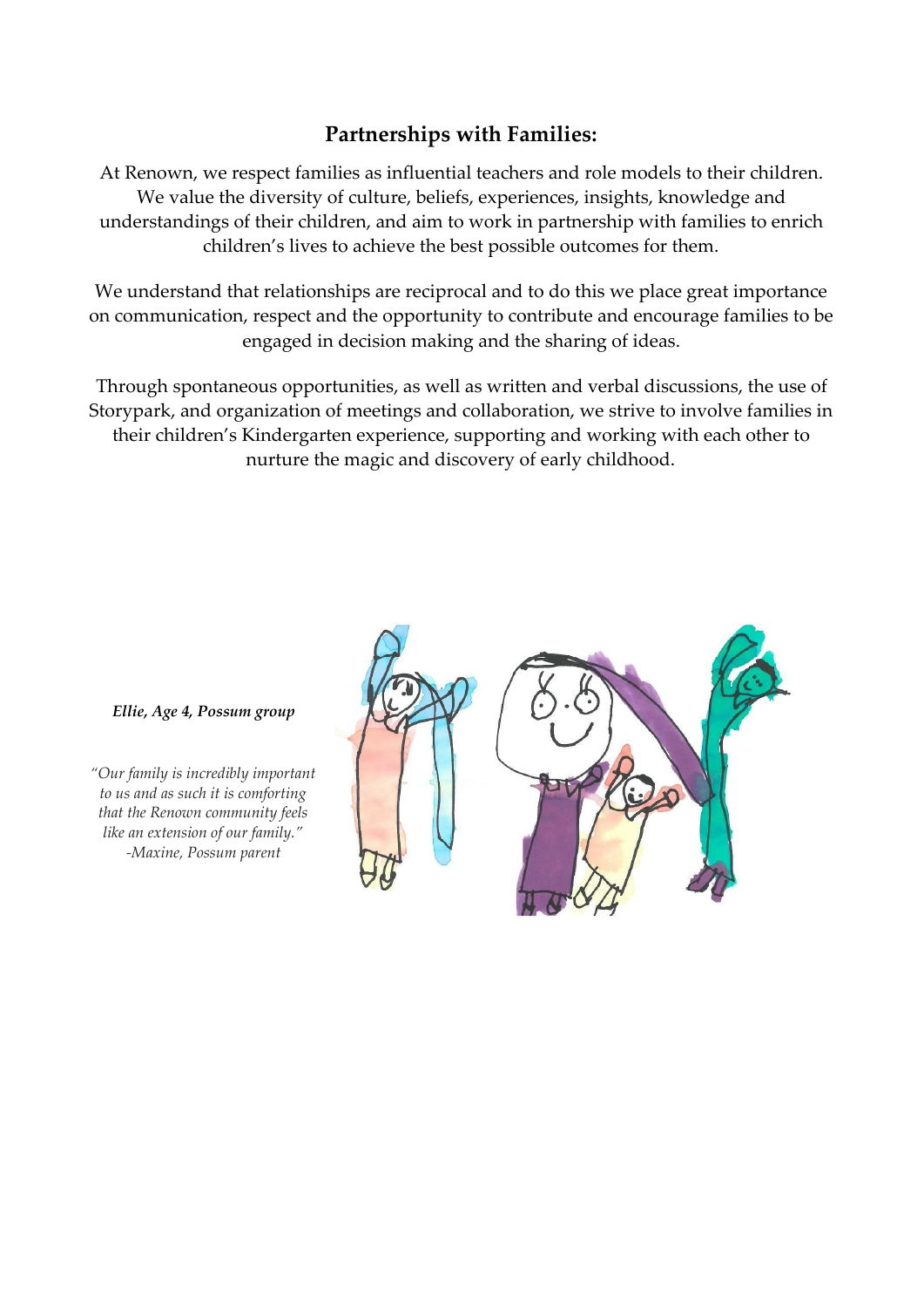## Partnerships with Families:

At Renown, we respect families as influential teachers and role models to their children. We value the diversity of culture, beliefs, experiences, insights, knowledge and understandings of their children, and aim to work in partnership with families to enrich children's lives to achieve the best possible outcomes for them.

We understand that relationships are reciprocal and to do this we place great importance on communication, respect and the opportunity to contribute and encourage families to be engaged in decision making and the sharing of ideas.

Through spontaneous opportunities, as well as written and verbal discussions, the use of Storypark, and organization of meetings and collaboration, we strive to involve families in their children's Kindergarten experience, supporting and working with each other to nurture the magic and discovery of early childhood.

***Ellie, Age 4, Possum group***

*"Our family is incredibly important to us and as such it is comforting that the Renown community feels like an extension of our family."*
*-Maxine, Possum parent*